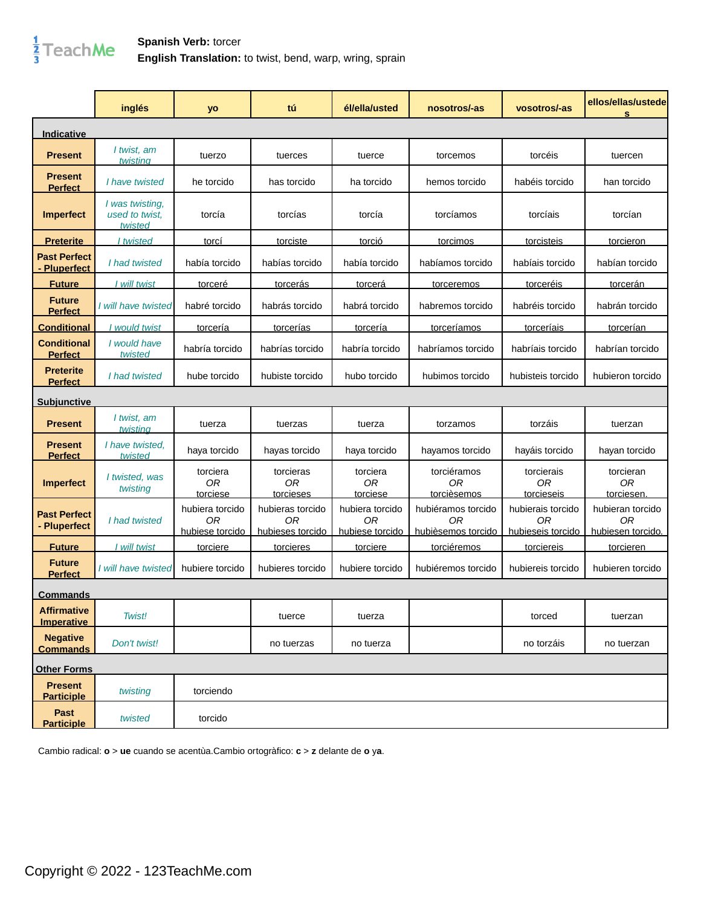**Spanish Verb:** torcer
**English Translation:** to twist, bend, warp, wring, sprain

| | inglés | yo | tú | él/ella/usted | nosotros/-as | vosotros/-as | ellos/ellas/ustedes |
|---|---|---|---|---|---|---|---|
| **Indicative** | | | | | | | |
| **Present** | *I twist, am twisting* | tuerzo | tuerces | tuerce | torcemos | torcéis | tuercen |
| **Present Perfect** | *I have twisted* | he torcido | has torcido | ha torcido | hemos torcido | habéis torcido | han torcido |
| **Imperfect** | *I was twisting, used to twist, twisted* | torcía | torcías | torcía | torcíamos | torcíais | torcían |
| **Preterite** | *I twisted* | torcí | torciste | torció | torcimos | torcisteis | torcieron |
| **Past Perfect - Pluperfect** | *I had twisted* | había torcido | habías torcido | había torcido | habíamos torcido | habíais torcido | habían torcido |
| **Future** | *I will twist* | torceré | torcerás | torcerá | torceremos | torceréis | torcerán |
| **Future Perfect** | *I will have twisted* | habré torcido | habrás torcido | habrá torcido | habremos torcido | habréis torcido | habrán torcido |
| **Conditional** | *I would twist* | torcería | torcerías | torcería | torceríamos | torceríais | torcerían |
| **Conditional Perfect** | *I would have twisted* | habría torcido | habrías torcido | habría torcido | habríamos torcido | habríais torcido | habrían torcido |
| **Preterite Perfect** | *I had twisted* | hube torcido | hubiste torcido | hubo torcido | hubimos torcido | hubisteis torcido | hubieron torcido |
| **Subjunctive** | | | | | | | |
| **Present** | *I twist, am twisting* | tuerza | tuerzas | tuerza | torzamos | torzáis | tuerzan |
| **Present Perfect** | *I have twisted, twisted* | haya torcido | hayas torcido | haya torcido | hayamos torcido | hayáis torcido | hayan torcido |
| **Imperfect** | *I twisted, was twisting* | torciera *OR* torciese | torcieras *OR* torcieses | torciera *OR* torciese | torciéramos *OR* torcièsemos | torcierais *OR* torcieseis | torcieran *OR* torciesen. |
| **Past Perfect - Pluperfect** | *I had twisted* | hubiera torcido *OR* hubiese torcido | hubieras torcido *OR* hubieses torcido | hubiera torcido *OR* hubiese torcido | hubiéramos torcido *OR* hubièsemos torcido | hubierais torcido *OR* hubieseis torcido | hubieran torcido *OR* hubiesen torcido. |
| **Future** | *I will twist* | torciere | torcieres | torciere | torciéremos | torciereis | torcieren |
| **Future Perfect** | *I will have twisted* | hubiere torcido | hubieres torcido | hubiere torcido | hubiéremos torcido | hubiereis torcido | hubieren torcido |
| **Commands** | | | | | | | |
| **Affirmative Imperative** | *Twist!* | | tuerce | tuerza | | torced | tuerzan |
| **Negative Commands** | *Don't twist!* | | no tuerzas | no tuerza | | no torzáis | no tuerzan |
| **Other Forms** | | | | | | | |
| **Present Participle** | *twisting* | torciendo | | | | | |
| **Past Participle** | *twisted* | torcido | | | | | |

Cambio radical: **o** > **ue** cuando se acentùa.Cambio ortográfico: **c** > **z** delante de **o** y**a**.

Copyright © 2022 - 123TeachMe.com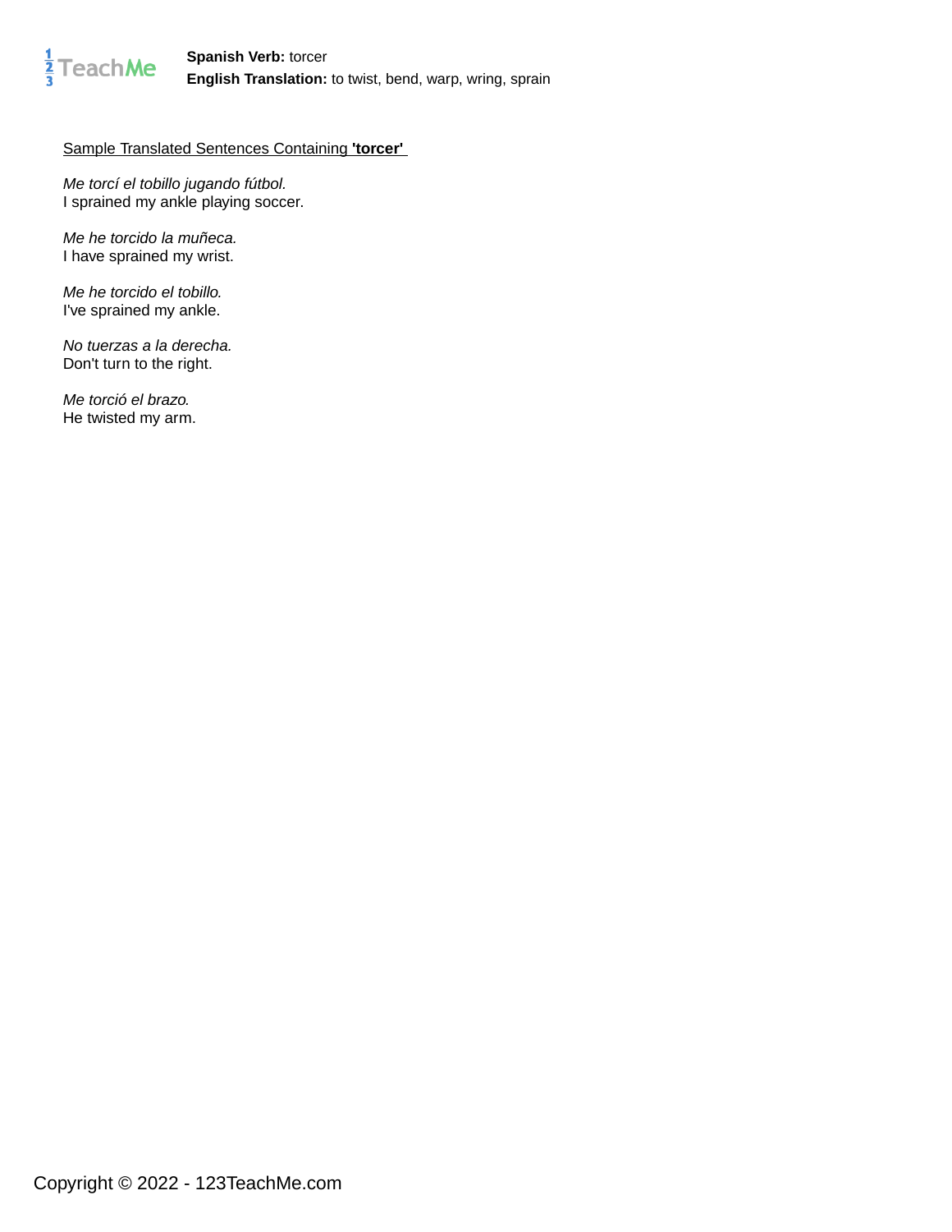**Spanish Verb:** torcer
**English Translation:** to twist, bend, warp, wring, sprain

Sample Translated Sentences Containing **'torcer'**

*Me torcí el tobillo jugando fútbol.*
I sprained my ankle playing soccer.

*Me he torcido la muñeca.*
I have sprained my wrist.

*Me he torcido el tobillo.*
I've sprained my ankle.

*No tuerzas a la derecha.*
Don't turn to the right.

*Me torció el brazo.*
He twisted my arm.